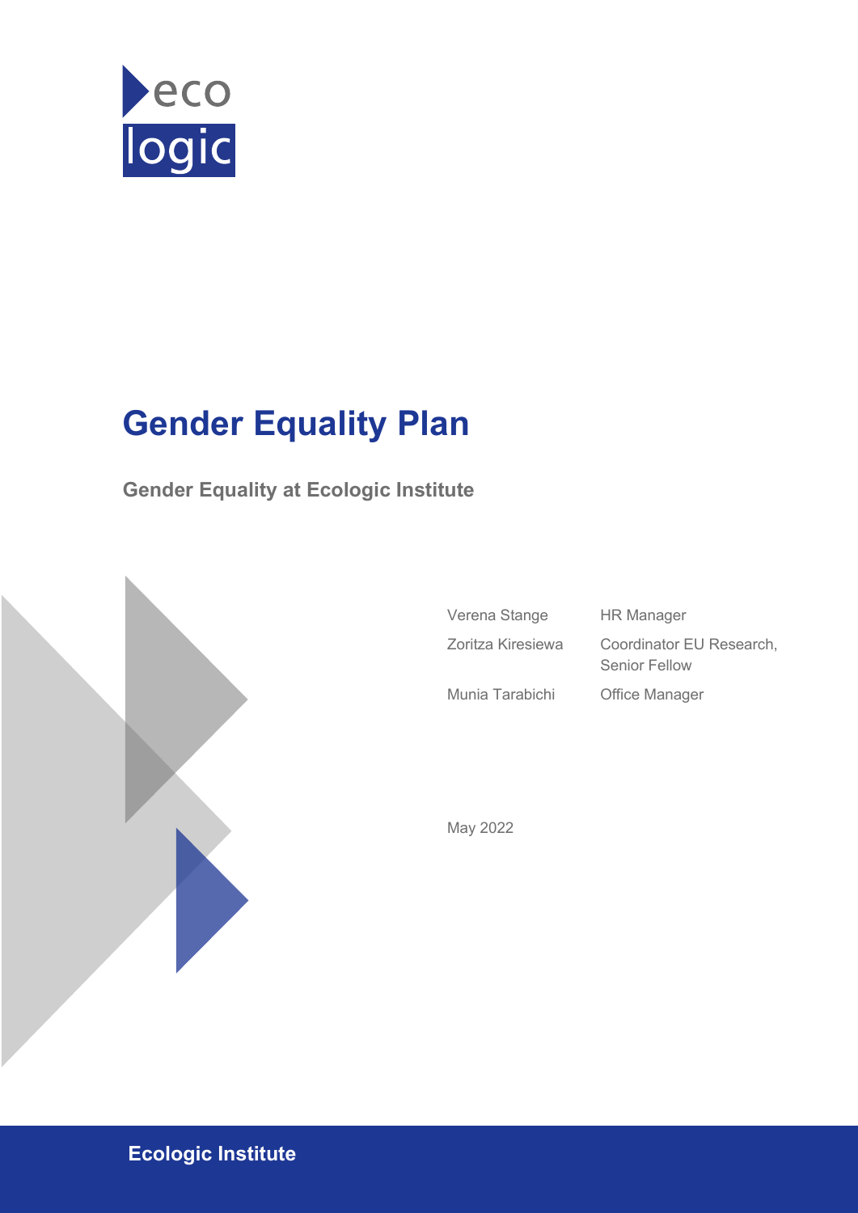eco logic

# Gender Equality Plan

## Gender Equality at Ecologic Institute

| | |
|---|---|
| Verena Stange | HR Manager |
| Zoritza Kiresiewa | Coordinator EU Research, Senior Fellow |
| Munia Tarabichi | Office Manager |

May 2022

**Ecologic Institute**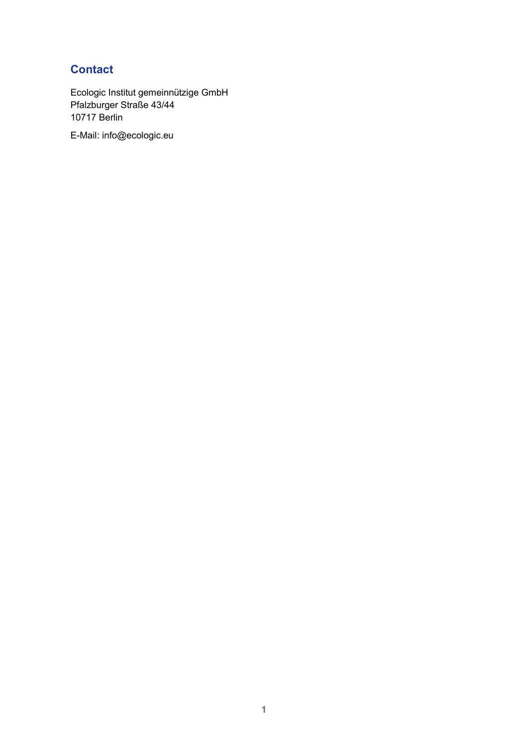## Contact

Ecologic Institut gemeinnützige GmbH
Pfalzburger Straße 43/44
10717 Berlin

E-Mail: info@ecologic.eu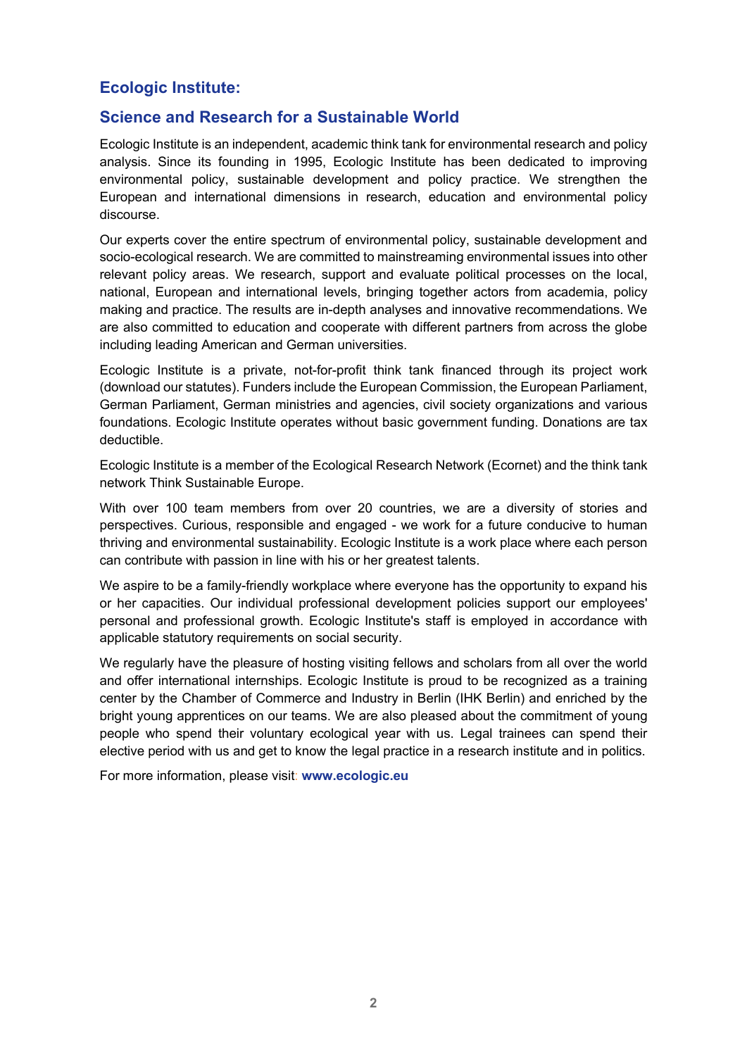## Ecologic Institute:

## Science and Research for a Sustainable World

Ecologic Institute is an independent, academic think tank for environmental research and policy analysis. Since its founding in 1995, Ecologic Institute has been dedicated to improving environmental policy, sustainable development and policy practice. We strengthen the European and international dimensions in research, education and environmental policy discourse.

Our experts cover the entire spectrum of environmental policy, sustainable development and socio-ecological research. We are committed to mainstreaming environmental issues into other relevant policy areas. We research, support and evaluate political processes on the local, national, European and international levels, bringing together actors from academia, policy making and practice. The results are in-depth analyses and innovative recommendations. We are also committed to education and cooperate with different partners from across the globe including leading American and German universities.

Ecologic Institute is a private, not-for-profit think tank financed through its project work (download our statutes). Funders include the European Commission, the European Parliament, German Parliament, German ministries and agencies, civil society organizations and various foundations. Ecologic Institute operates without basic government funding. Donations are tax deductible.

Ecologic Institute is a member of the Ecological Research Network (Ecornet) and the think tank network Think Sustainable Europe.

With over 100 team members from over 20 countries, we are a diversity of stories and perspectives. Curious, responsible and engaged - we work for a future conducive to human thriving and environmental sustainability. Ecologic Institute is a work place where each person can contribute with passion in line with his or her greatest talents.

We aspire to be a family-friendly workplace where everyone has the opportunity to expand his or her capacities. Our individual professional development policies support our employees' personal and professional growth. Ecologic Institute's staff is employed in accordance with applicable statutory requirements on social security.

We regularly have the pleasure of hosting visiting fellows and scholars from all over the world and offer international internships. Ecologic Institute is proud to be recognized as a training center by the Chamber of Commerce and Industry in Berlin (IHK Berlin) and enriched by the bright young apprentices on our teams. We are also pleased about the commitment of young people who spend their voluntary ecological year with us. Legal trainees can spend their elective period with us and get to know the legal practice in a research institute and in politics.

For more information, please visit: **www.ecologic.eu**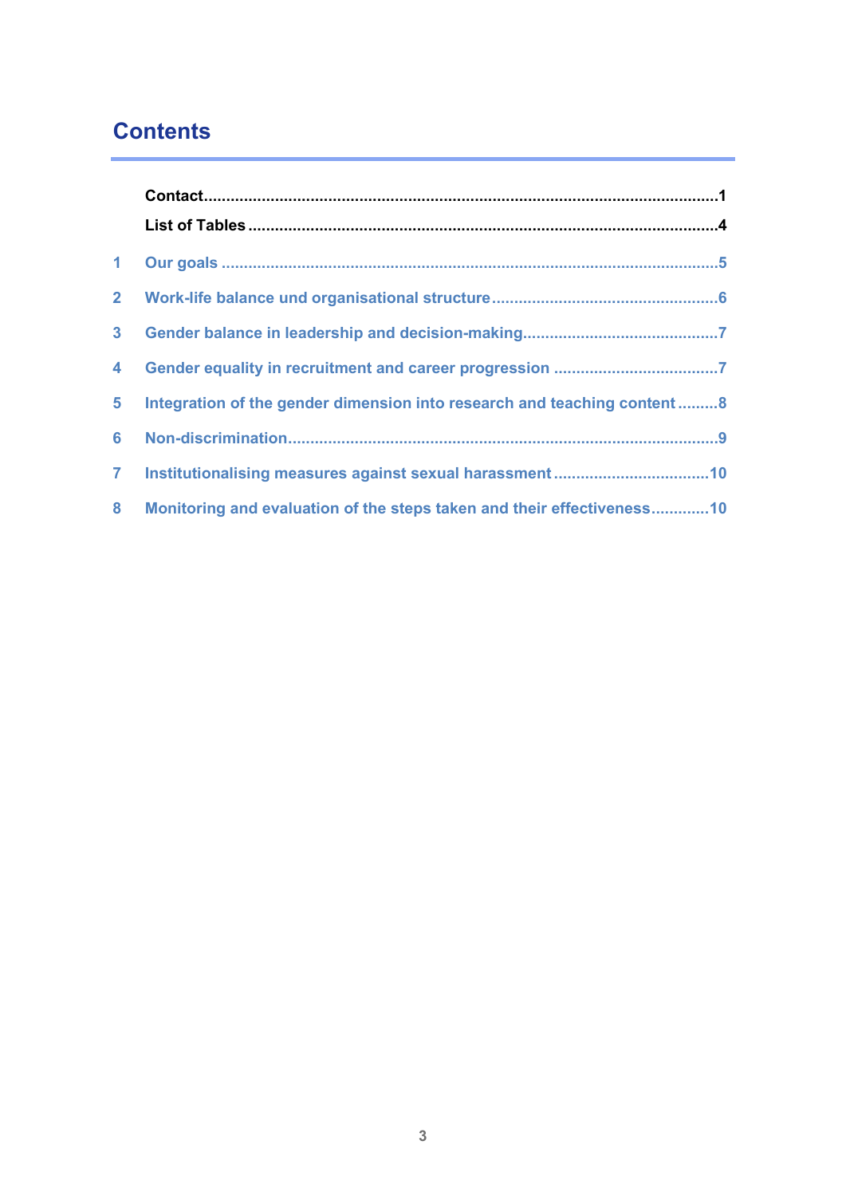## Contents

Contact ........................................................................................................1

List of Tables ................................................................................................4

1 Our goals ....................................................................................................5

2 Work-life balance und organisational structure ........................................6

3 Gender balance in leadership and decision-making ..................................7

4 Gender equality in recruitment and career progression ............................7

5 Integration of the gender dimension into research and teaching content .........8

6 Non-discrimination ....................................................................................9

7 Institutionalising measures against sexual harassment ...........................10

8 Monitoring and evaluation of the steps taken and their effectiveness ............10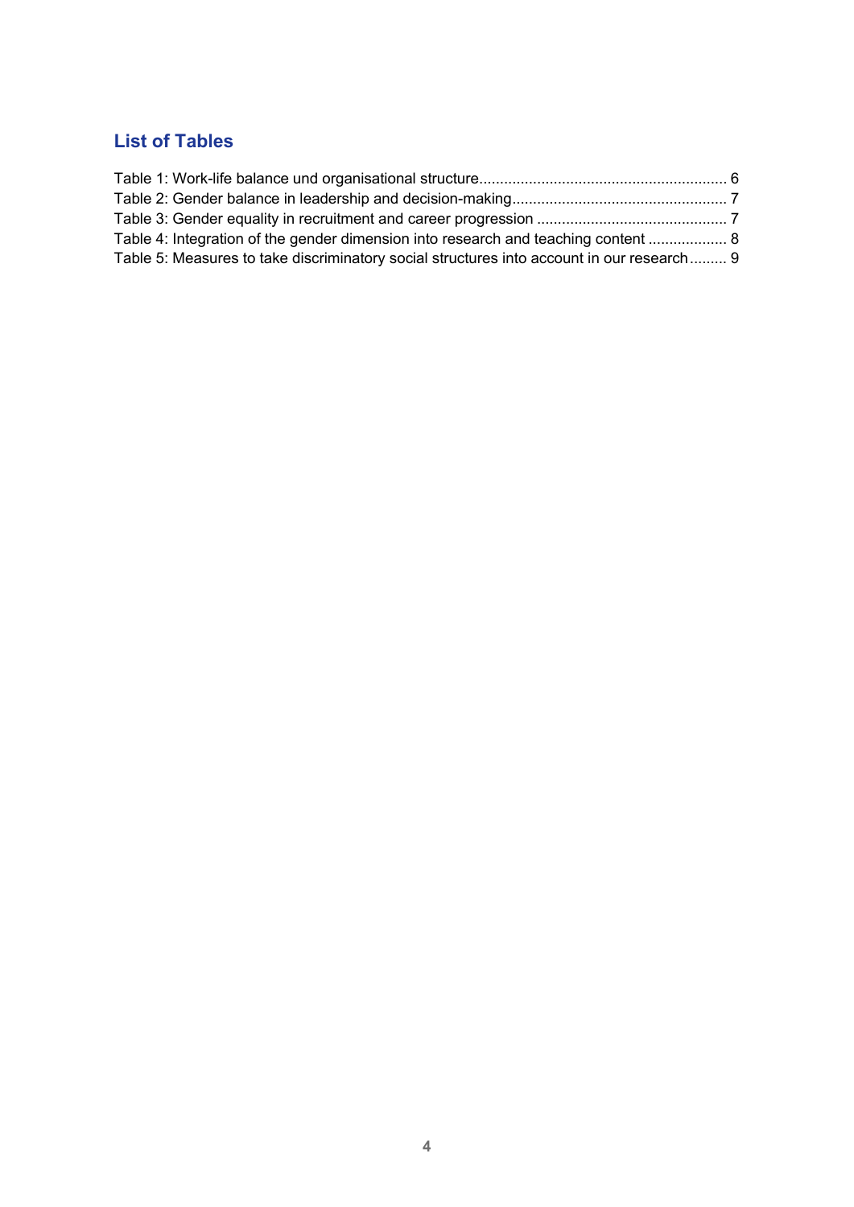## List of Tables

Table 1: Work-life balance und organisational structure........................................................... 6
Table 2: Gender balance in leadership and decision-making................................................... 7
Table 3: Gender equality in recruitment and career progression ............................................. 7
Table 4: Integration of the gender dimension into research and teaching content ................... 8
Table 5: Measures to take discriminatory social structures into account in our research......... 9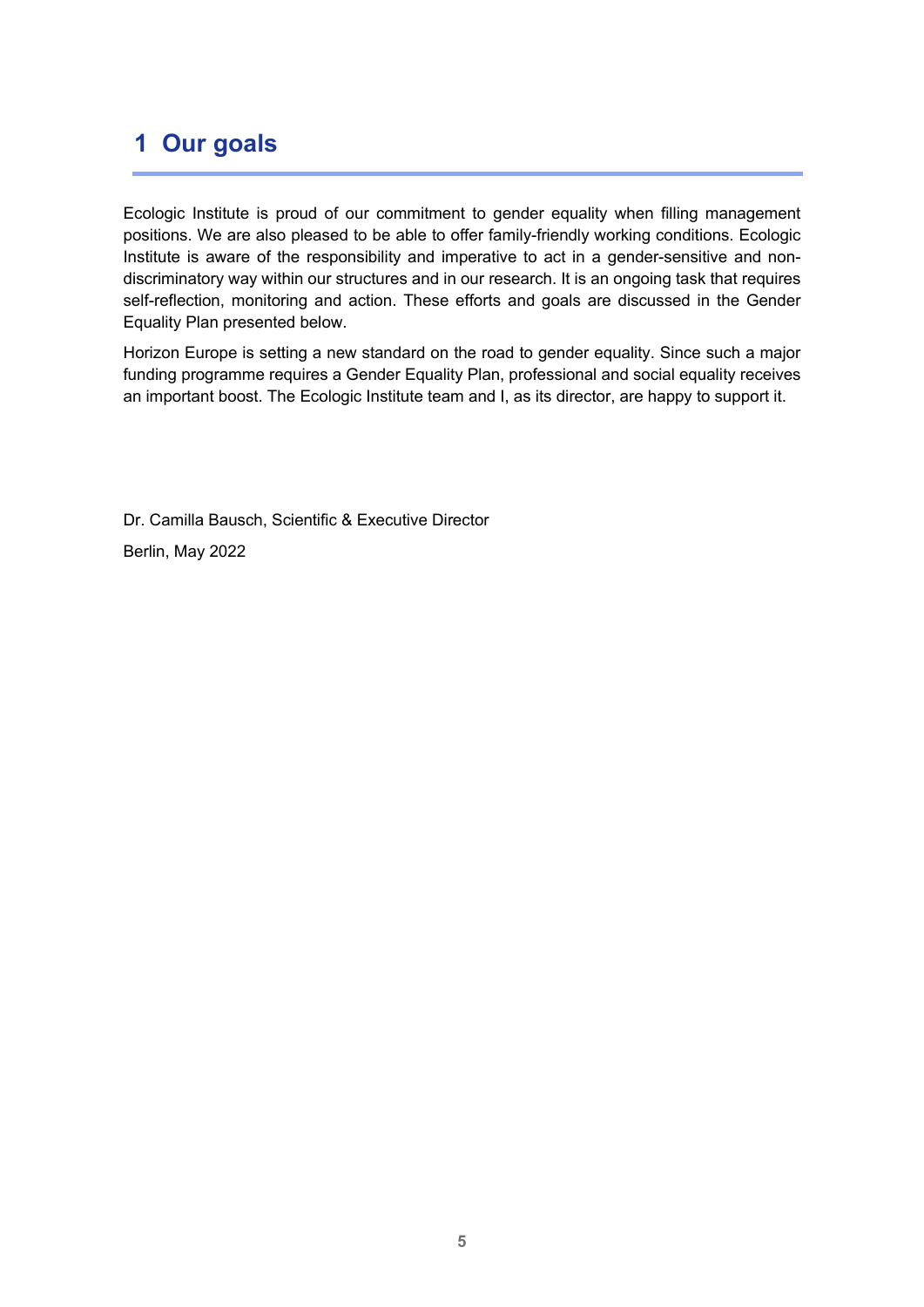# 1 Our goals

Ecologic Institute is proud of our commitment to gender equality when filling management positions. We are also pleased to be able to offer family-friendly working conditions. Ecologic Institute is aware of the responsibility and imperative to act in a gender-sensitive and non-discriminatory way within our structures and in our research. It is an ongoing task that requires self-reflection, monitoring and action. These efforts and goals are discussed in the Gender Equality Plan presented below.

Horizon Europe is setting a new standard on the road to gender equality. Since such a major funding programme requires a Gender Equality Plan, professional and social equality receives an important boost. The Ecologic Institute team and I, as its director, are happy to support it.

Dr. Camilla Bausch, Scientific & Executive Director

Berlin, May 2022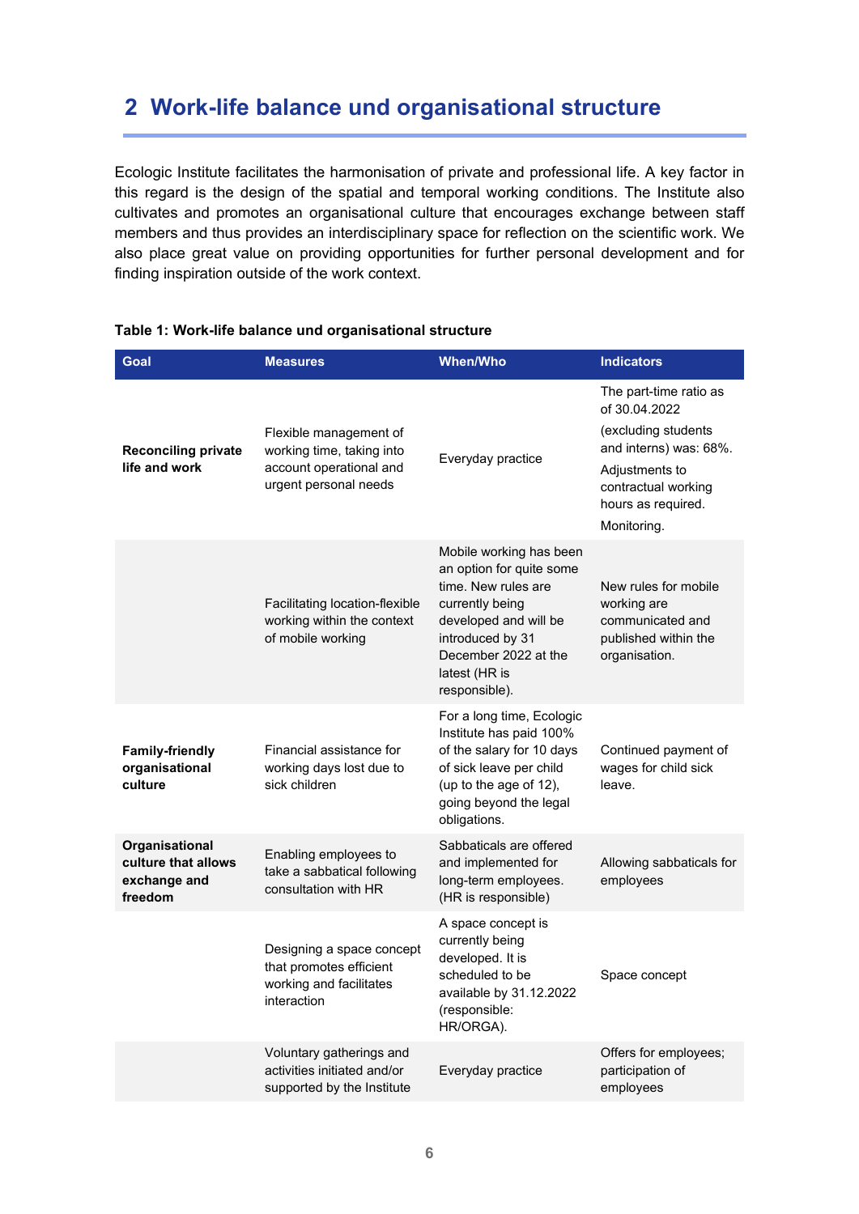## 2 Work-life balance und organisational structure

Ecologic Institute facilitates the harmonisation of private and professional life. A key factor in this regard is the design of the spatial and temporal working conditions. The Institute also cultivates and promotes an organisational culture that encourages exchange between staff members and thus provides an interdisciplinary space for reflection on the scientific work. We also place great value on providing opportunities for further personal development and for finding inspiration outside of the work context.

**Table 1: Work-life balance und organisational structure**

| Goal | Measures | When/Who | Indicators |
|---|---|---|---|
| **Reconciling private life and work** | Flexible management of working time, taking into account operational and urgent personal needs | Everyday practice | The part-time ratio as of 30.04.2022 (excluding students and interns) was: 68%. Adjustments to contractual working hours as required. Monitoring. |
| | Facilitating location-flexible working within the context of mobile working | Mobile working has been an option for quite some time. New rules are currently being developed and will be introduced by 31 December 2022 at the latest (HR is responsible). | New rules for mobile working are communicated and published within the organisation. |
| **Family-friendly organisational culture** | Financial assistance for working days lost due to sick children | For a long time, Ecologic Institute has paid 100% of the salary for 10 days of sick leave per child (up to the age of 12), going beyond the legal obligations. | Continued payment of wages for child sick leave. |
| **Organisational culture that allows exchange and freedom** | Enabling employees to take a sabbatical following consultation with HR | Sabbaticals are offered and implemented for long-term employees. (HR is responsible) | Allowing sabbaticals for employees |
| | Designing a space concept that promotes efficient working and facilitates interaction | A space concept is currently being developed. It is scheduled to be available by 31.12.2022 (responsible: HR/ORGA). | Space concept |
| | Voluntary gatherings and activities initiated and/or supported by the Institute | Everyday practice | Offers for employees; participation of employees |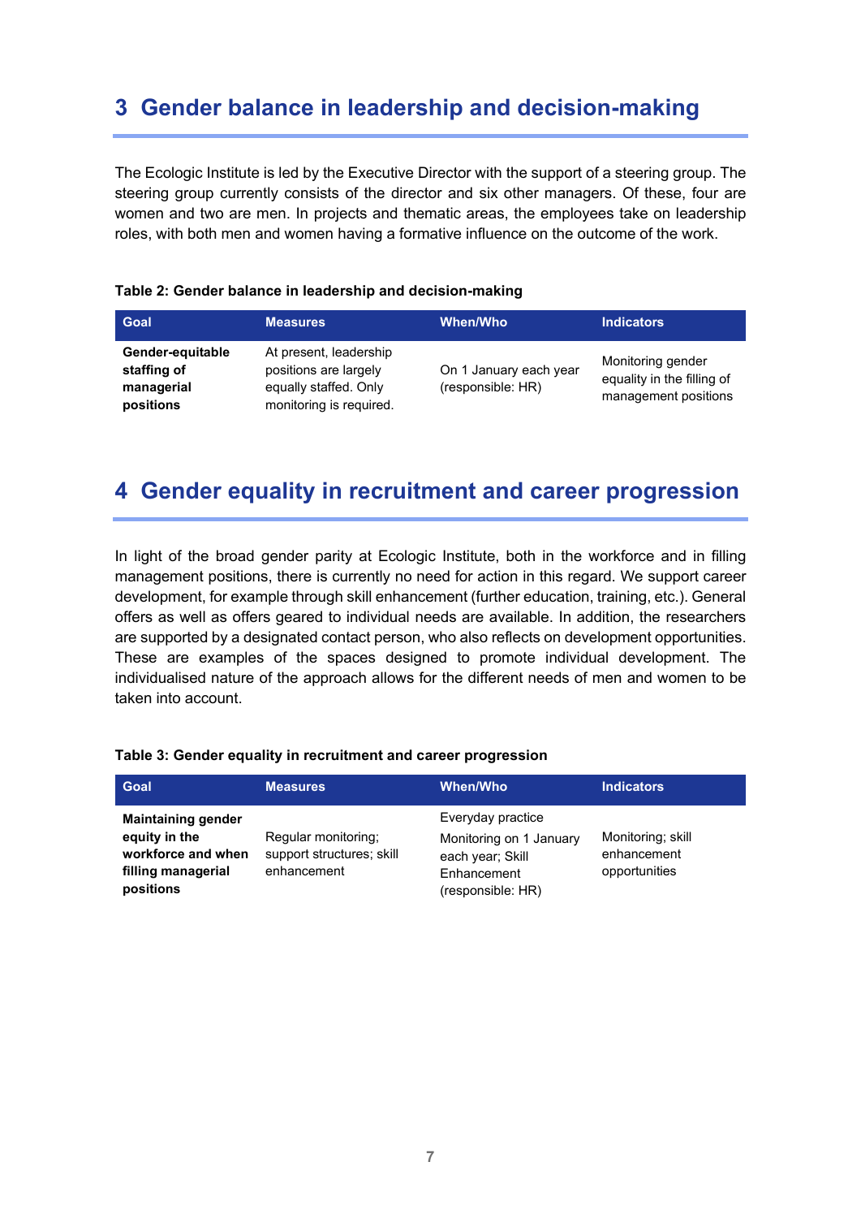## 3 Gender balance in leadership and decision-making

The Ecologic Institute is led by the Executive Director with the support of a steering group. The steering group currently consists of the director and six other managers. Of these, four are women and two are men. In projects and thematic areas, the employees take on leadership roles, with both men and women having a formative influence on the outcome of the work.

**Table 2: Gender balance in leadership and decision-making**

| Goal | Measures | When/Who | Indicators |
|---|---|---|---|
| **Gender-equitable staffing of managerial positions** | At present, leadership positions are largely equally staffed. Only monitoring is required. | On 1 January each year (responsible: HR) | Monitoring gender equality in the filling of management positions |

## 4 Gender equality in recruitment and career progression

In light of the broad gender parity at Ecologic Institute, both in the workforce and in filling management positions, there is currently no need for action in this regard. We support career development, for example through skill enhancement (further education, training, etc.). General offers as well as offers geared to individual needs are available. In addition, the researchers are supported by a designated contact person, who also reflects on development opportunities. These are examples of the spaces designed to promote individual development. The individualised nature of the approach allows for the different needs of men and women to be taken into account.

**Table 3: Gender equality in recruitment and career progression**

| Goal | Measures | When/Who | Indicators |
|---|---|---|---|
| **Maintaining gender equity in the workforce and when filling managerial positions** | Regular monitoring; support structures; skill enhancement | Everyday practice<br>Monitoring on 1 January each year; Skill Enhancement (responsible: HR) | Monitoring; skill enhancement opportunities |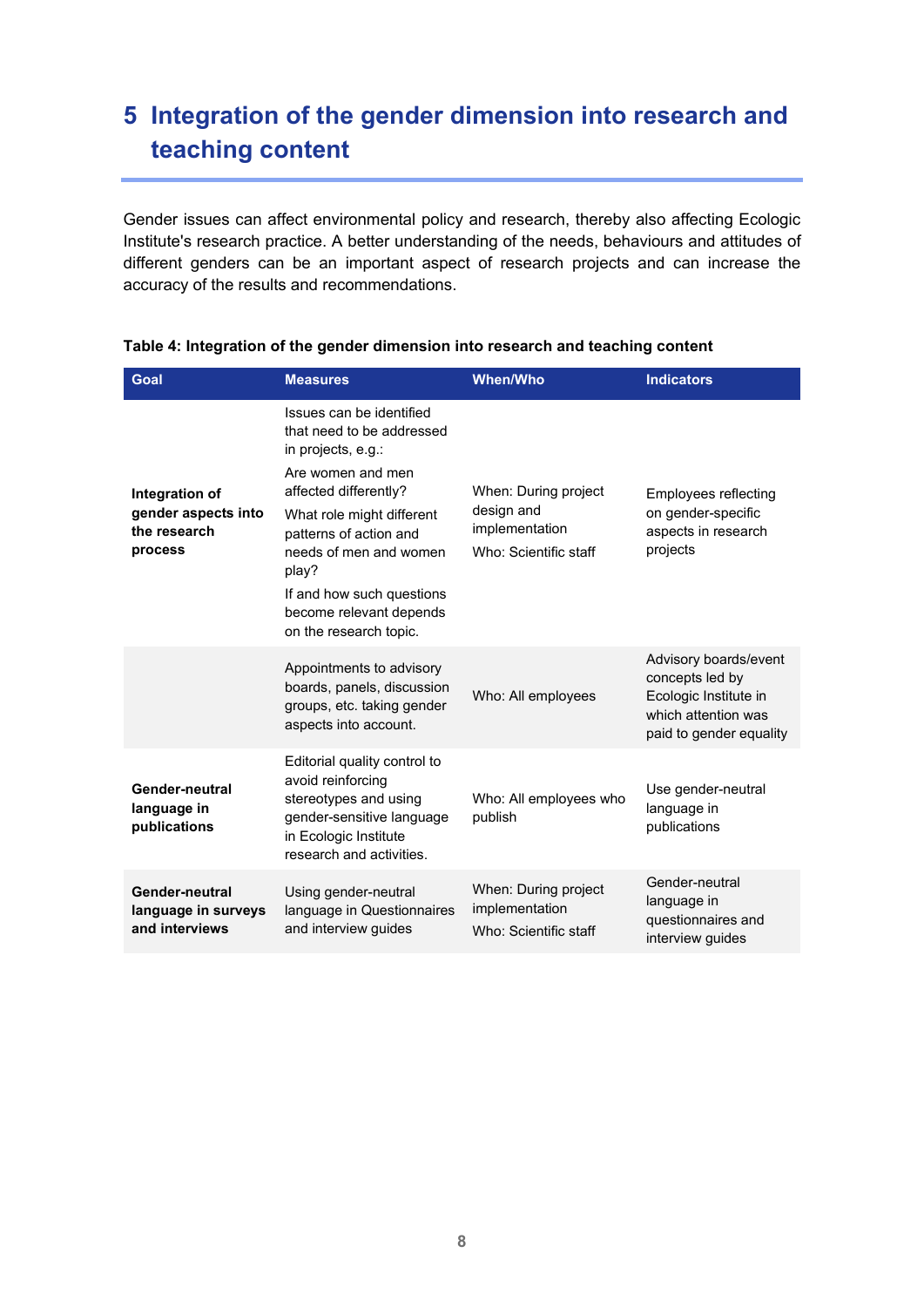# 5 Integration of the gender dimension into research and teaching content

Gender issues can affect environmental policy and research, thereby also affecting Ecologic Institute's research practice. A better understanding of the needs, behaviours and attitudes of different genders can be an important aspect of research projects and can increase the accuracy of the results and recommendations.

**Table 4: Integration of the gender dimension into research and teaching content**

| Goal | Measures | When/Who | Indicators |
|---|---|---|---|
| **Integration of gender aspects into the research process** | Issues can be identified that need to be addressed in projects, e.g.: Are women and men affected differently? What role might different patterns of action and needs of men and women play? If and how such questions become relevant depends on the research topic. | When: During project design and implementation Who: Scientific staff | Employees reflecting on gender-specific aspects in research projects |
| | Appointments to advisory boards, panels, discussion groups, etc. taking gender aspects into account. | Who: All employees | Advisory boards/event concepts led by Ecologic Institute in which attention was paid to gender equality |
| **Gender-neutral language in publications** | Editorial quality control to avoid reinforcing stereotypes and using gender-sensitive language in Ecologic Institute research and activities. | Who: All employees who publish | Use gender-neutral language in publications |
| **Gender-neutral language in surveys and interviews** | Using gender-neutral language in Questionnaires and interview guides | When: During project implementation Who: Scientific staff | Gender-neutral language in questionnaires and interview guides |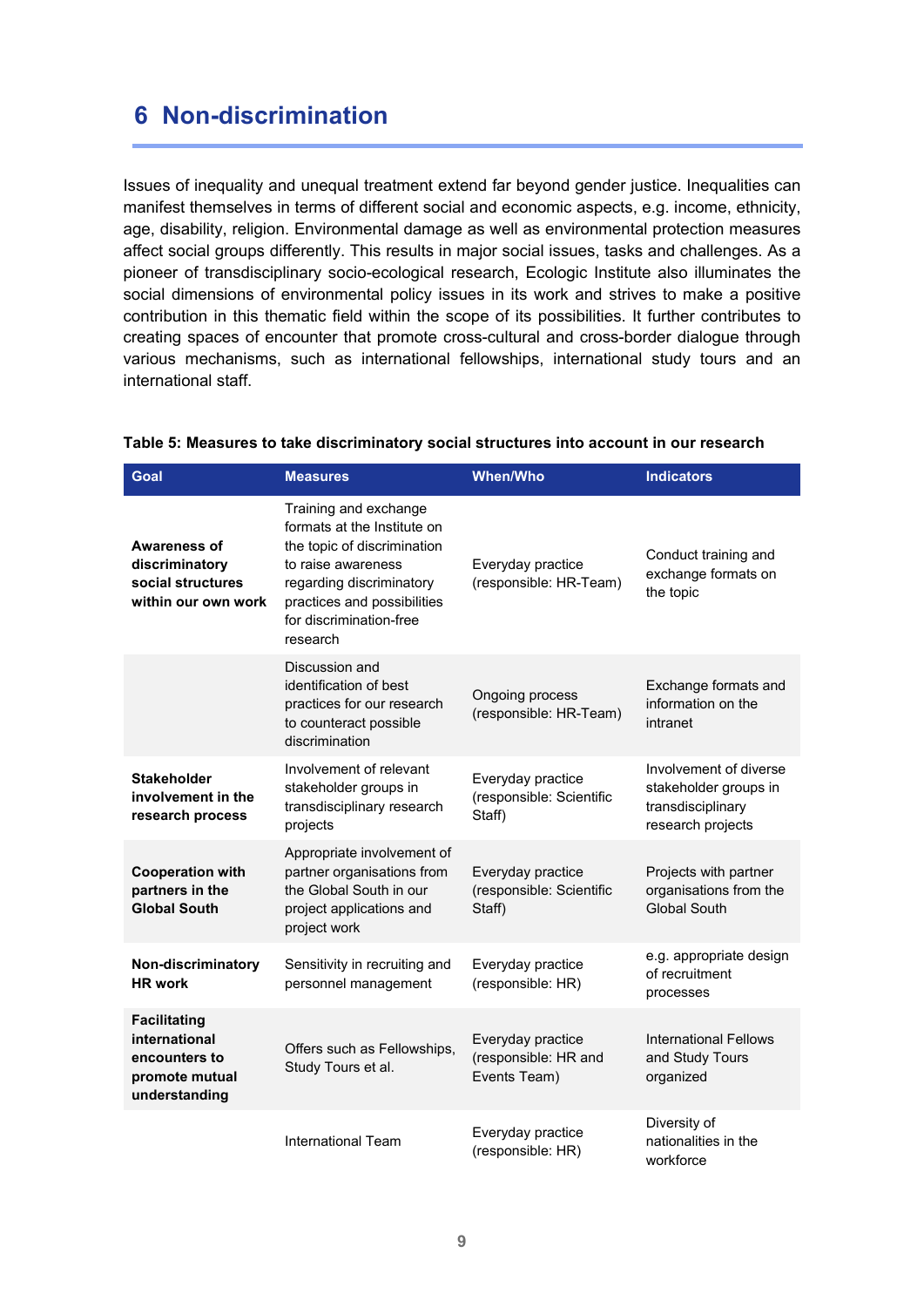# 6 Non-discrimination

Issues of inequality and unequal treatment extend far beyond gender justice. Inequalities can manifest themselves in terms of different social and economic aspects, e.g. income, ethnicity, age, disability, religion. Environmental damage as well as environmental protection measures affect social groups differently. This results in major social issues, tasks and challenges. As a pioneer of transdisciplinary socio-ecological research, Ecologic Institute also illuminates the social dimensions of environmental policy issues in its work and strives to make a positive contribution in this thematic field within the scope of its possibilities. It further contributes to creating spaces of encounter that promote cross-cultural and cross-border dialogue through various mechanisms, such as international fellowships, international study tours and an international staff.

**Table 5: Measures to take discriminatory social structures into account in our research**

| Goal | Measures | When/Who | Indicators |
|---|---|---|---|
| **Awareness of discriminatory social structures within our own work** | Training and exchange formats at the Institute on the topic of discrimination to raise awareness regarding discriminatory practices and possibilities for discrimination-free research | Everyday practice (responsible: HR-Team) | Conduct training and exchange formats on the topic |
| | Discussion and identification of best practices for our research to counteract possible discrimination | Ongoing process (responsible: HR-Team) | Exchange formats and information on the intranet |
| **Stakeholder involvement in the research process** | Involvement of relevant stakeholder groups in transdisciplinary research projects | Everyday practice (responsible: Scientific Staff) | Involvement of diverse stakeholder groups in transdisciplinary research projects |
| **Cooperation with partners in the Global South** | Appropriate involvement of partner organisations from the Global South in our project applications and project work | Everyday practice (responsible: Scientific Staff) | Projects with partner organisations from the Global South |
| **Non-discriminatory HR work** | Sensitivity in recruiting and personnel management | Everyday practice (responsible: HR) | e.g. appropriate design of recruitment processes |
| **Facilitating international encounters to promote mutual understanding** | Offers such as Fellowships, Study Tours et al. | Everyday practice (responsible: HR and Events Team) | International Fellows and Study Tours organized |
| | International Team | Everyday practice (responsible: HR) | Diversity of nationalities in the workforce |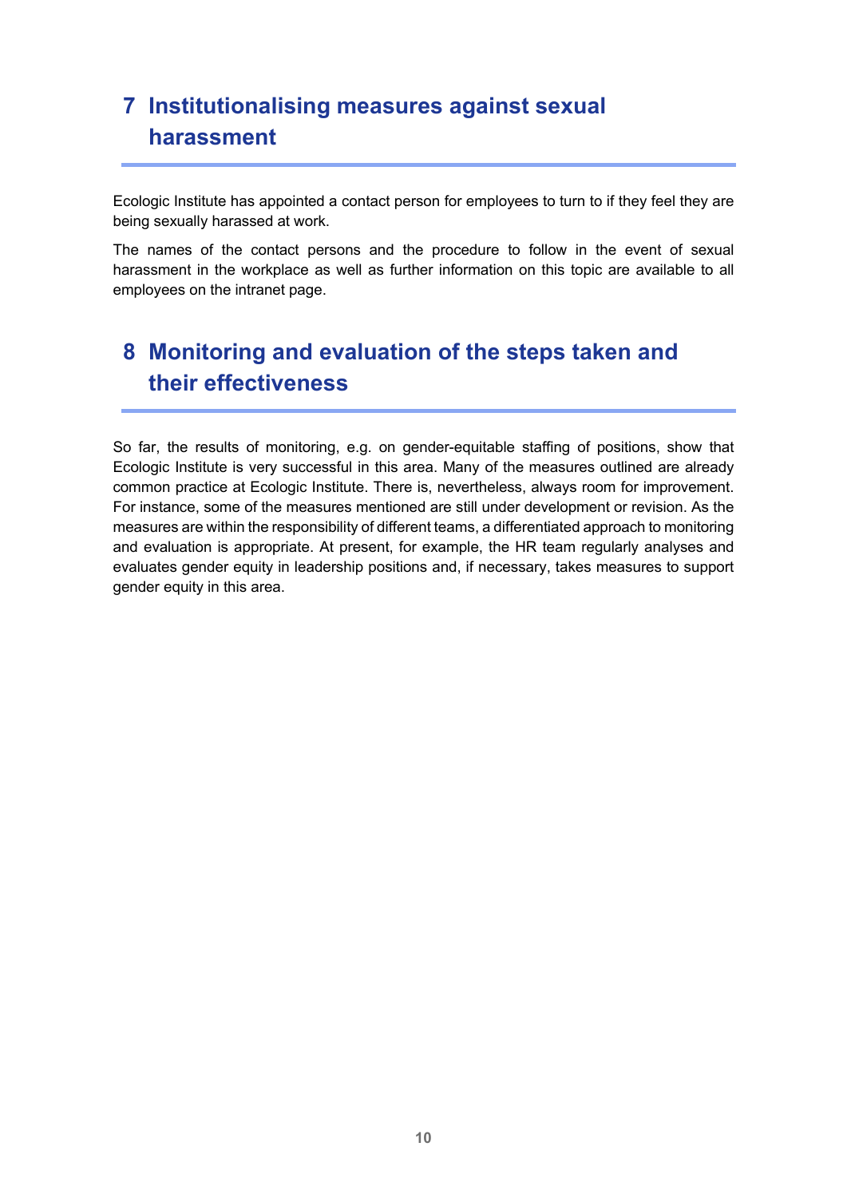# 7 Institutionalising measures against sexual harassment

Ecologic Institute has appointed a contact person for employees to turn to if they feel they are being sexually harassed at work.

The names of the contact persons and the procedure to follow in the event of sexual harassment in the workplace as well as further information on this topic are available to all employees on the intranet page.

# 8 Monitoring and evaluation of the steps taken and their effectiveness

So far, the results of monitoring, e.g. on gender-equitable staffing of positions, show that Ecologic Institute is very successful in this area. Many of the measures outlined are already common practice at Ecologic Institute. There is, nevertheless, always room for improvement. For instance, some of the measures mentioned are still under development or revision. As the measures are within the responsibility of different teams, a differentiated approach to monitoring and evaluation is appropriate. At present, for example, the HR team regularly analyses and evaluates gender equity in leadership positions and, if necessary, takes measures to support gender equity in this area.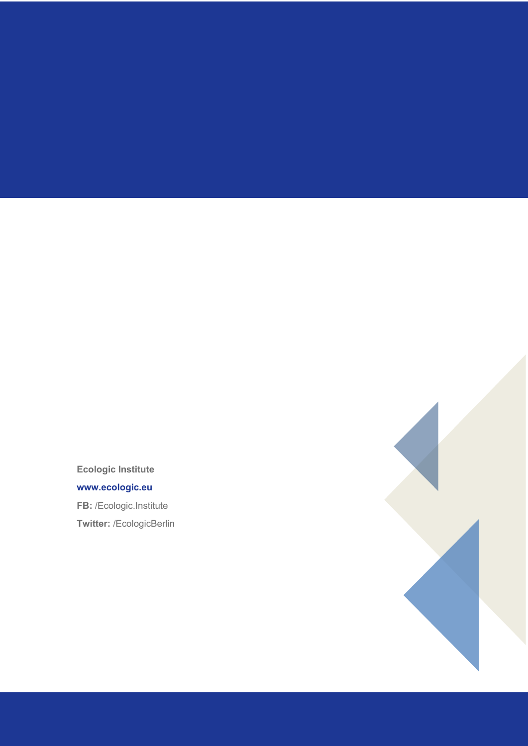**Ecologic Institute**

**www.ecologic.eu**

**FB:** /Ecologic.Institute

**Twitter:** /EcologicBerlin